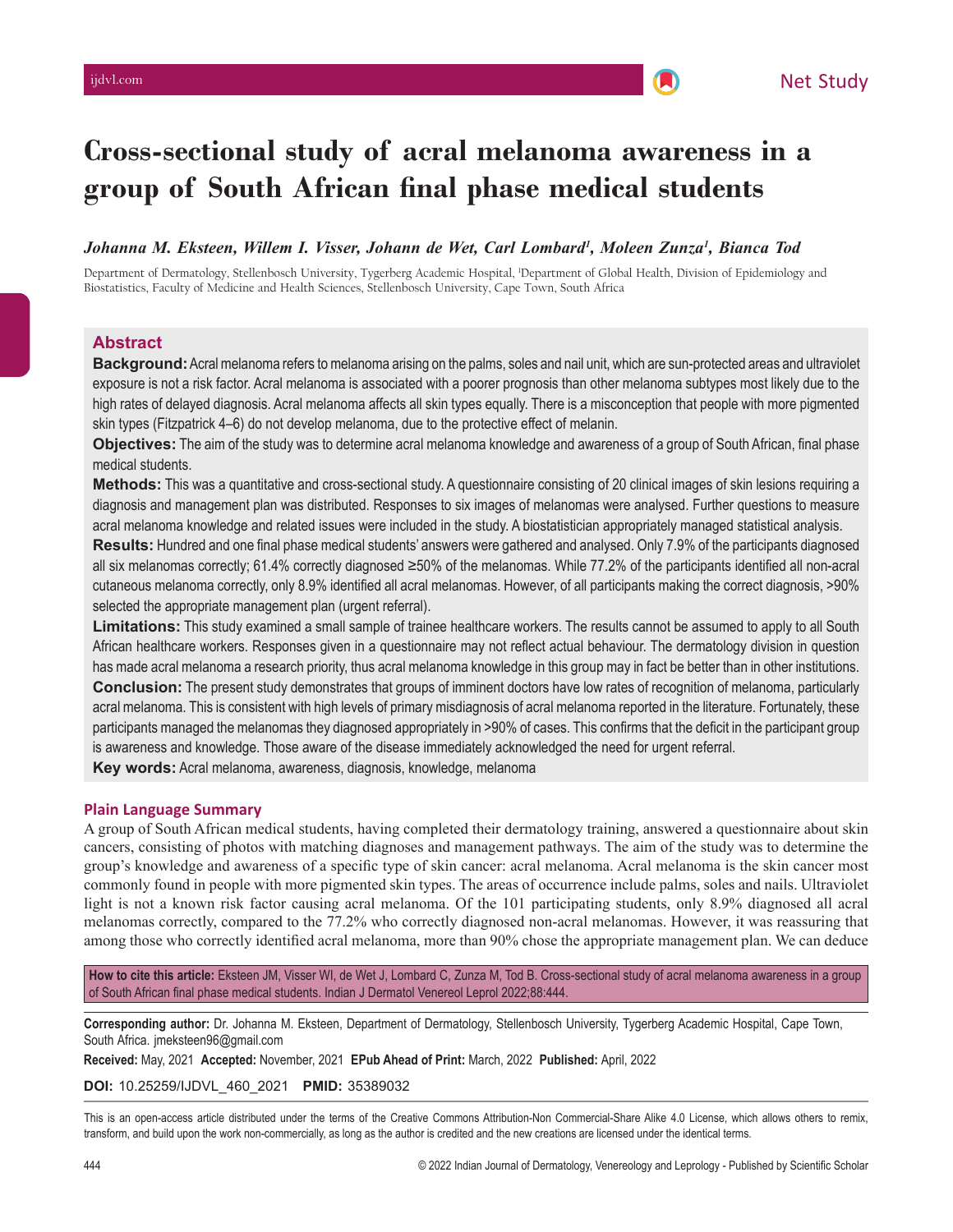Net Study

# Cross-sectional study of acral melanoma awareness in a group of South African final phase medical students

***Johanna M. Eksteen, Willem I. Visser, Johann de Wet, Carl Lombard[1], Moleen Zunza[1], Bianca Tod***

Department of Dermatology, Stellenbosch University, Tygerberg Academic Hospital, [1]Department of Global Health, Division of Epidemiology and Biostatistics, Faculty of Medicine and Health Sciences, Stellenbosch University, Cape Town, South Africa

## Abstract

**Background:** Acral melanoma refers to melanoma arising on the palms, soles and nail unit, which are sun-protected areas and ultraviolet exposure is not a risk factor. Acral melanoma is associated with a poorer prognosis than other melanoma subtypes most likely due to the high rates of delayed diagnosis. Acral melanoma affects all skin types equally. There is a misconception that people with more pigmented skin types (Fitzpatrick 4–6) do not develop melanoma, due to the protective effect of melanin.

**Objectives:** The aim of the study was to determine acral melanoma knowledge and awareness of a group of South African, final phase medical students.

**Methods:** This was a quantitative and cross-sectional study. A questionnaire consisting of 20 clinical images of skin lesions requiring a diagnosis and management plan was distributed. Responses to six images of melanomas were analysed. Further questions to measure acral melanoma knowledge and related issues were included in the study. A biostatistician appropriately managed statistical analysis.

**Results:** Hundred and one final phase medical students' answers were gathered and analysed. Only 7.9% of the participants diagnosed all six melanomas correctly; 61.4% correctly diagnosed ≥50% of the melanomas. While 77.2% of the participants identified all non-acral cutaneous melanoma correctly, only 8.9% identified all acral melanomas. However, of all participants making the correct diagnosis, >90% selected the appropriate management plan (urgent referral).

**Limitations:** This study examined a small sample of trainee healthcare workers. The results cannot be assumed to apply to all South African healthcare workers. Responses given in a questionnaire may not reflect actual behaviour. The dermatology division in question has made acral melanoma a research priority, thus acral melanoma knowledge in this group may in fact be better than in other institutions.

**Conclusion:** The present study demonstrates that groups of imminent doctors have low rates of recognition of melanoma, particularly acral melanoma. This is consistent with high levels of primary misdiagnosis of acral melanoma reported in the literature. Fortunately, these participants managed the melanomas they diagnosed appropriately in >90% of cases. This confirms that the deficit in the participant group is awareness and knowledge. Those aware of the disease immediately acknowledged the need for urgent referral.

**Key words:** Acral melanoma, awareness, diagnosis, knowledge, melanoma

### Plain Language Summary

A group of South African medical students, having completed their dermatology training, answered a questionnaire about skin cancers, consisting of photos with matching diagnoses and management pathways. The aim of the study was to determine the group's knowledge and awareness of a specific type of skin cancer: acral melanoma. Acral melanoma is the skin cancer most commonly found in people with more pigmented skin types. The areas of occurrence include palms, soles and nails. Ultraviolet light is not a known risk factor causing acral melanoma. Of the 101 participating students, only 8.9% diagnosed all acral melanomas correctly, compared to the 77.2% who correctly diagnosed non-acral melanomas. However, it was reassuring that among those who correctly identified acral melanoma, more than 90% chose the appropriate management plan. We can deduce

**How to cite this article:** Eksteen JM, Visser WI, de Wet J, Lombard C, Zunza M, Tod B. Cross-sectional study of acral melanoma awareness in a group of South African final phase medical students. Indian J Dermatol Venereol Leprol 2022;88:444.

**Corresponding author:** Dr. Johanna M. Eksteen, Department of Dermatology, Stellenbosch University, Tygerberg Academic Hospital, Cape Town, South Africa. jmeksteen96@gmail.com

**Received:** May, 2021 **Accepted:** November, 2021 **EPub Ahead of Print:** March, 2022 **Published:** April, 2022

**DOI:** 10.25259/IJDVL_460_2021 **PMID:** 35389032

This is an open-access article distributed under the terms of the Creative Commons Attribution-Non Commercial-Share Alike 4.0 License, which allows others to remix, transform, and build upon the work non-commercially, as long as the author is credited and the new creations are licensed under the identical terms.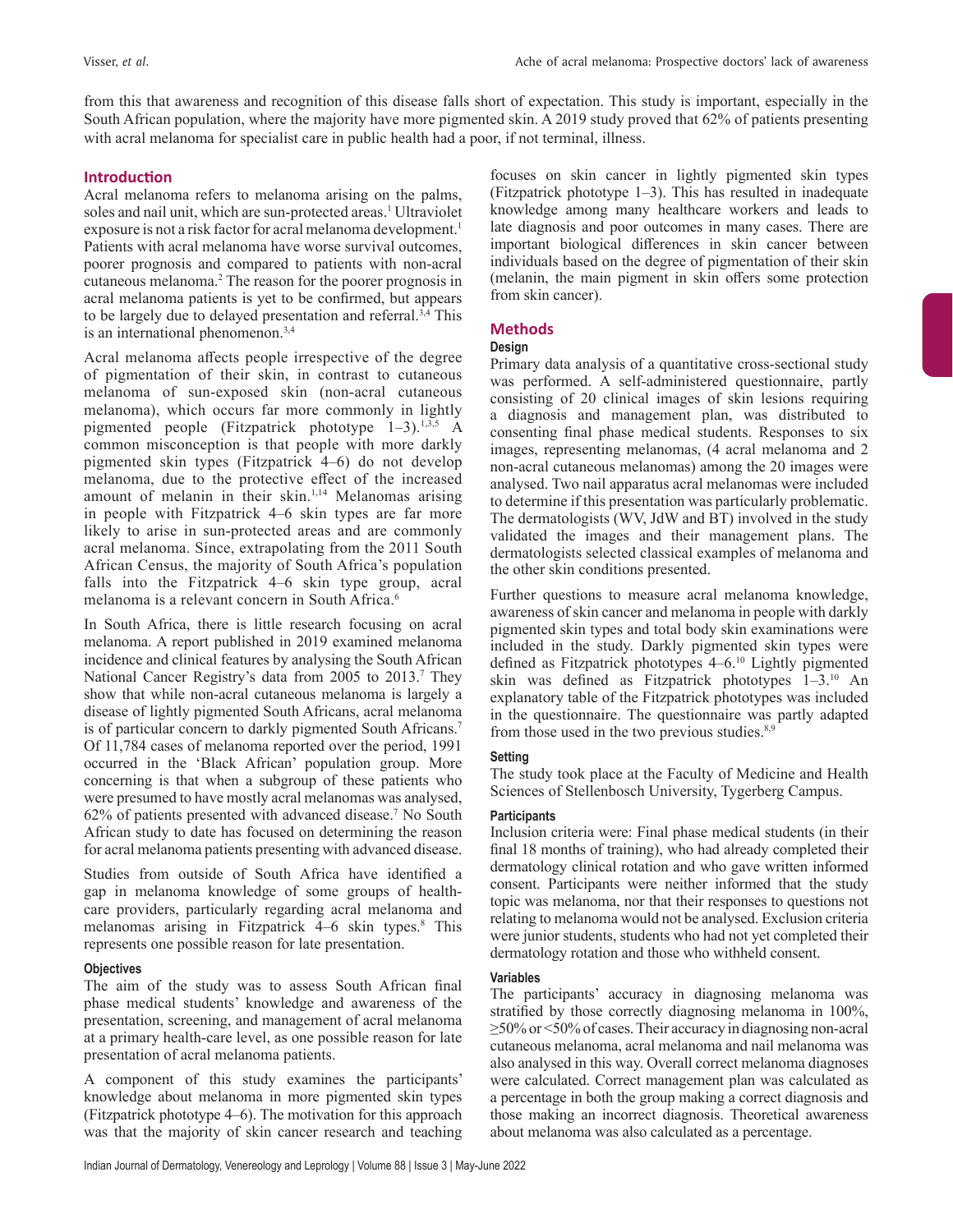from this that awareness and recognition of this disease falls short of expectation. This study is important, especially in the South African population, where the majority have more pigmented skin. A 2019 study proved that 62% of patients presenting with acral melanoma for specialist care in public health had a poor, if not terminal, illness.

## Introduction

Acral melanoma refers to melanoma arising on the palms, soles and nail unit, which are sun-protected areas.[1] Ultraviolet exposure is not a risk factor for acral melanoma development.[1] Patients with acral melanoma have worse survival outcomes, poorer prognosis and compared to patients with non-acral cutaneous melanoma.[2] The reason for the poorer prognosis in acral melanoma patients is yet to be confirmed, but appears to be largely due to delayed presentation and referral.[3,4] This is an international phenomenon.[3,4]

Acral melanoma affects people irrespective of the degree of pigmentation of their skin, in contrast to cutaneous melanoma of sun-exposed skin (non-acral cutaneous melanoma), which occurs far more commonly in lightly pigmented people (Fitzpatrick phototype 1–3).[1,3,5] A common misconception is that people with more darkly pigmented skin types (Fitzpatrick 4–6) do not develop melanoma, due to the protective effect of the increased amount of melanin in their skin.[1,14] Melanomas arising in people with Fitzpatrick 4–6 skin types are far more likely to arise in sun-protected areas and are commonly acral melanoma. Since, extrapolating from the 2011 South African Census, the majority of South Africa's population falls into the Fitzpatrick 4–6 skin type group, acral melanoma is a relevant concern in South Africa.[6]

In South Africa, there is little research focusing on acral melanoma. A report published in 2019 examined melanoma incidence and clinical features by analysing the South African National Cancer Registry's data from 2005 to 2013.[7] They show that while non-acral cutaneous melanoma is largely a disease of lightly pigmented South Africans, acral melanoma is of particular concern to darkly pigmented South Africans.[7] Of 11,784 cases of melanoma reported over the period, 1991 occurred in the 'Black African' population group. More concerning is that when a subgroup of these patients who were presumed to have mostly acral melanomas was analysed, 62% of patients presented with advanced disease.[7] No South African study to date has focused on determining the reason for acral melanoma patients presenting with advanced disease.

Studies from outside of South Africa have identified a gap in melanoma knowledge of some groups of health-care providers, particularly regarding acral melanoma and melanomas arising in Fitzpatrick 4–6 skin types.[8] This represents one possible reason for late presentation.

### Objectives

The aim of the study was to assess South African final phase medical students' knowledge and awareness of the presentation, screening, and management of acral melanoma at a primary health-care level, as one possible reason for late presentation of acral melanoma patients.

A component of this study examines the participants' knowledge about melanoma in more pigmented skin types (Fitzpatrick phototype 4–6). The motivation for this approach was that the majority of skin cancer research and teaching focuses on skin cancer in lightly pigmented skin types (Fitzpatrick phototype 1–3). This has resulted in inadequate knowledge among many healthcare workers and leads to late diagnosis and poor outcomes in many cases. There are important biological differences in skin cancer between individuals based on the degree of pigmentation of their skin (melanin, the main pigment in skin offers some protection from skin cancer).

## Methods

### Design

Primary data analysis of a quantitative cross-sectional study was performed. A self-administered questionnaire, partly consisting of 20 clinical images of skin lesions requiring a diagnosis and management plan, was distributed to consenting final phase medical students. Responses to six images, representing melanomas, (4 acral melanoma and 2 non-acral cutaneous melanomas) among the 20 images were analysed. Two nail apparatus acral melanomas were included to determine if this presentation was particularly problematic. The dermatologists (WV, JdW and BT) involved in the study validated the images and their management plans. The dermatologists selected classical examples of melanoma and the other skin conditions presented.

Further questions to measure acral melanoma knowledge, awareness of skin cancer and melanoma in people with darkly pigmented skin types and total body skin examinations were included in the study. Darkly pigmented skin types were defined as Fitzpatrick phototypes 4–6.[10] Lightly pigmented skin was defined as Fitzpatrick phototypes 1–3.[10] An explanatory table of the Fitzpatrick phototypes was included in the questionnaire. The questionnaire was partly adapted from those used in the two previous studies.[8,9]

### Setting

The study took place at the Faculty of Medicine and Health Sciences of Stellenbosch University, Tygerberg Campus.

### Participants

Inclusion criteria were: Final phase medical students (in their final 18 months of training), who had already completed their dermatology clinical rotation and who gave written informed consent. Participants were neither informed that the study topic was melanoma, nor that their responses to questions not relating to melanoma would not be analysed. Exclusion criteria were junior students, students who had not yet completed their dermatology rotation and those who withheld consent.

### Variables

The participants' accuracy in diagnosing melanoma was stratified by those correctly diagnosing melanoma in 100%, ≥50% or <50% of cases. Their accuracy in diagnosing non-acral cutaneous melanoma, acral melanoma and nail melanoma was also analysed in this way. Overall correct melanoma diagnoses were calculated. Correct management plan was calculated as a percentage in both the group making a correct diagnosis and those making an incorrect diagnosis. Theoretical awareness about melanoma was also calculated as a percentage.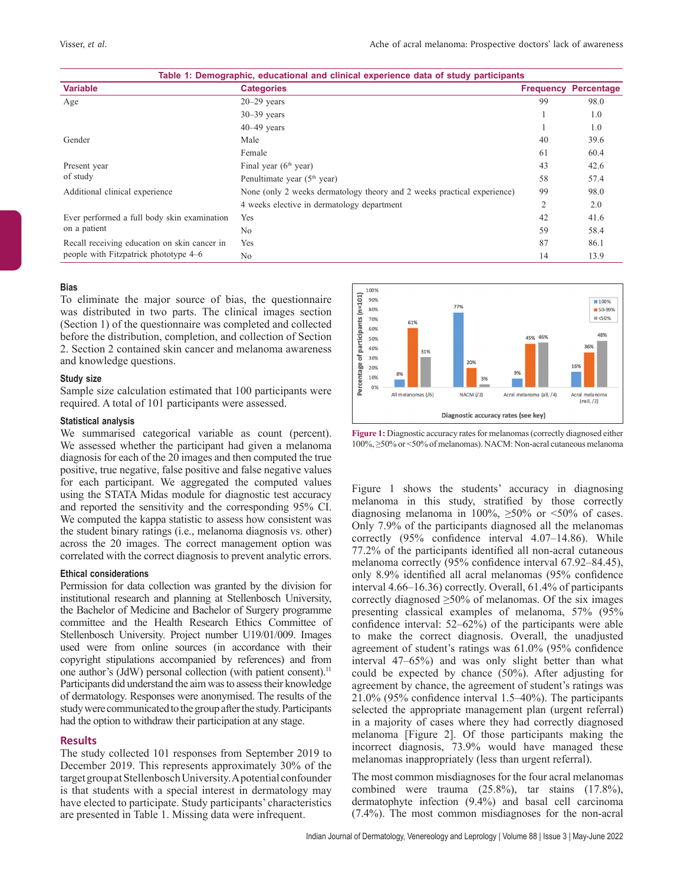**Table 1: Demographic, educational and clinical experience data of study participants**

| Variable | Categories | Frequency | Percentage |
|---|---|---|---|
| Age | 20–29 years | 99 | 98.0 |
| | 30–39 years | 1 | 1.0 |
| | 40–49 years | 1 | 1.0 |
| Gender | Male | 40 | 39.6 |
| | Female | 61 | 60.4 |
| Present year of study | Final year (6th year) | 43 | 42.6 |
| | Penultimate year (5th year) | 58 | 57.4 |
| Additional clinical experience | None (only 2 weeks dermatology theory and 2 weeks practical experience) | 99 | 98.0 |
| | 4 weeks elective in dermatology department | 2 | 2.0 |
| Ever performed a full body skin examination on a patient | Yes | 42 | 41.6 |
| | No | 59 | 58.4 |
| Recall receiving education on skin cancer in people with Fitzpatrick phototype 4–6 | Yes | 87 | 86.1 |
| | No | 14 | 13.9 |

### Bias

To eliminate the major source of bias, the questionnaire was distributed in two parts. The clinical images section (Section 1) of the questionnaire was completed and collected before the distribution, completion, and collection of Section 2. Section 2 contained skin cancer and melanoma awareness and knowledge questions.

### Study size

Sample size calculation estimated that 100 participants were required. A total of 101 participants were assessed.

### Statistical analysis

We summarised categorical variable as count (percent). We assessed whether the participant had given a melanoma diagnosis for each of the 20 images and then computed the true positive, true negative, false positive and false negative values for each participant. We aggregated the computed values using the STATA Midas module for diagnostic test accuracy and reported the sensitivity and the corresponding 95% CI. We computed the kappa statistic to assess how consistent was the student binary ratings (i.e., melanoma diagnosis vs. other) across the 20 images. The correct management option was correlated with the correct diagnosis to prevent analytic errors.

### Ethical considerations

Permission for data collection was granted by the division for institutional research and planning at Stellenbosch University, the Bachelor of Medicine and Bachelor of Surgery programme committee and the Health Research Ethics Committee of Stellenbosch University. Project number U19/01/009. Images used were from online sources (in accordance with their copyright stipulations accompanied by references) and from one author's (JdW) personal collection (with patient consent).[11] Participants did understand the aim was to assess their knowledge of dermatology. Responses were anonymised. The results of the study were communicated to the group after the study. Participants had the option to withdraw their participation at any stage.

## Results

The study collected 101 responses from September 2019 to December 2019. This represents approximately 30% of the target group at Stellenbosch University. A potential confounder is that students with a special interest in dermatology may have elected to participate. Study participants' characteristics are presented in Table 1. Missing data were infrequent.

Figure 1: Diagnostic accuracy rates for melanomas (correctly diagnosed either 100%, ≥50% or <50% of melanomas). NACM: Non-acral cutaneous melanoma

Figure 1 shows the students' accuracy in diagnosing melanoma in this study, stratified by those correctly diagnosing melanoma in 100%, ≥50% or <50% of cases. Only 7.9% of the participants diagnosed all the melanomas correctly (95% confidence interval 4.07–14.86). While 77.2% of the participants identified all non-acral cutaneous melanoma correctly (95% confidence interval 67.92–84.45), only 8.9% identified all acral melanomas (95% confidence interval 4.66–16.36) correctly. Overall, 61.4% of participants correctly diagnosed ≥50% of melanomas. Of the six images presenting classical examples of melanoma, 57% (95% confidence interval: 52–62%) of the participants were able to make the correct diagnosis. Overall, the unadjusted agreement of student's ratings was 61.0% (95% confidence interval 47–65%) and was only slight better than what could be expected by chance (50%). After adjusting for agreement by chance, the agreement of student's ratings was 21.0% (95% confidence interval 1.5–40%). The participants selected the appropriate management plan (urgent referral) in a majority of cases where they had correctly diagnosed melanoma [Figure 2]. Of those participants making the incorrect diagnosis, 73.9% would have managed these melanomas inappropriately (less than urgent referral).

The most common misdiagnoses for the four acral melanomas combined were trauma (25.8%), tar stains (17.8%), dermatophyte infection (9.4%) and basal cell carcinoma (7.4%). The most common misdiagnoses for the non-acral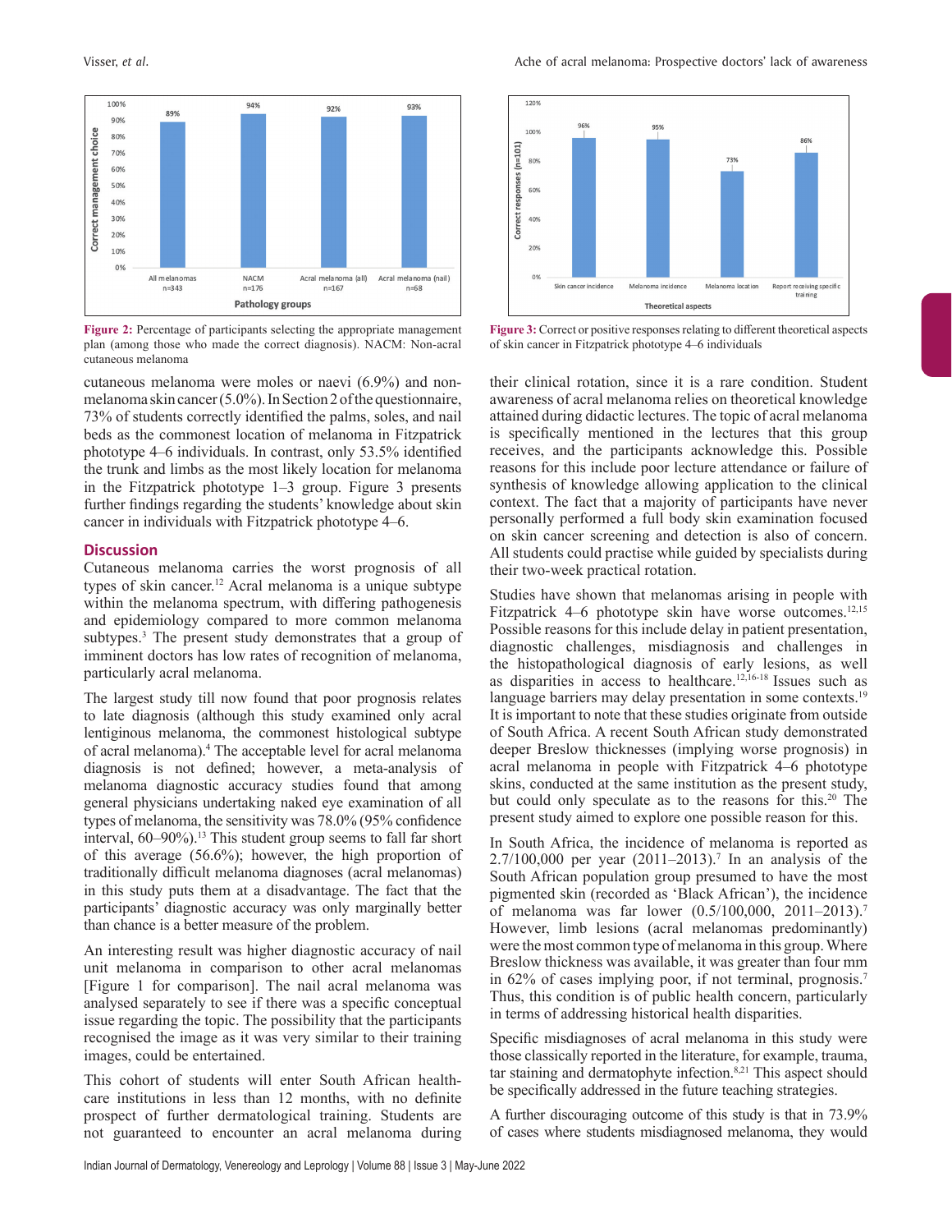Figure 2: Percentage of participants selecting the appropriate management plan (among those who made the correct diagnosis). NACM: Non-acral cutaneous melanoma

Figure 3: Correct or positive responses relating to different theoretical aspects of skin cancer in Fitzpatrick phototype 4–6 individuals

cutaneous melanoma were moles or naevi (6.9%) and non-melanoma skin cancer (5.0%). In Section 2 of the questionnaire, 73% of students correctly identified the palms, soles, and nail beds as the commonest location of melanoma in Fitzpatrick phototype 4–6 individuals. In contrast, only 53.5% identified the trunk and limbs as the most likely location for melanoma in the Fitzpatrick phototype 1–3 group. Figure 3 presents further findings regarding the students' knowledge about skin cancer in individuals with Fitzpatrick phototype 4–6.

## Discussion

Cutaneous melanoma carries the worst prognosis of all types of skin cancer.[12] Acral melanoma is a unique subtype within the melanoma spectrum, with differing pathogenesis and epidemiology compared to more common melanoma subtypes.[3] The present study demonstrates that a group of imminent doctors has low rates of recognition of melanoma, particularly acral melanoma.

The largest study till now found that poor prognosis relates to late diagnosis (although this study examined only acral lentiginous melanoma, the commonest histological subtype of acral melanoma).[4] The acceptable level for acral melanoma diagnosis is not defined; however, a meta-analysis of melanoma diagnostic accuracy studies found that among general physicians undertaking naked eye examination of all types of melanoma, the sensitivity was 78.0% (95% confidence interval, 60–90%).[13] This student group seems to fall far short of this average (56.6%); however, the high proportion of traditionally difficult melanoma diagnoses (acral melanomas) in this study puts them at a disadvantage. The fact that the participants' diagnostic accuracy was only marginally better than chance is a better measure of the problem.

An interesting result was higher diagnostic accuracy of nail unit melanoma in comparison to other acral melanomas [Figure 1 for comparison]. The nail acral melanoma was analysed separately to see if there was a specific conceptual issue regarding the topic. The possibility that the participants recognised the image as it was very similar to their training images, could be entertained.

This cohort of students will enter South African health-care institutions in less than 12 months, with no definite prospect of further dermatological training. Students are not guaranteed to encounter an acral melanoma during their clinical rotation, since it is a rare condition. Student awareness of acral melanoma relies on theoretical knowledge attained during didactic lectures. The topic of acral melanoma is specifically mentioned in the lectures that this group receives, and the participants acknowledge this. Possible reasons for this include poor lecture attendance or failure of synthesis of knowledge allowing application to the clinical context. The fact that a majority of participants have never personally performed a full body skin examination focused on skin cancer screening and detection is also of concern. All students could practise while guided by specialists during their two-week practical rotation.

Studies have shown that melanomas arising in people with Fitzpatrick 4–6 phototype skin have worse outcomes.[12,15] Possible reasons for this include delay in patient presentation, diagnostic challenges, misdiagnosis and challenges in the histopathological diagnosis of early lesions, as well as disparities in access to healthcare.[12,16-18] Issues such as language barriers may delay presentation in some contexts.[19] It is important to note that these studies originate from outside of South Africa. A recent South African study demonstrated deeper Breslow thicknesses (implying worse prognosis) in acral melanoma in people with Fitzpatrick 4–6 phototype skins, conducted at the same institution as the present study, but could only speculate as to the reasons for this.[20] The present study aimed to explore one possible reason for this.

In South Africa, the incidence of melanoma is reported as 2.7/100,000 per year (2011–2013).[7] In an analysis of the South African population group presumed to have the most pigmented skin (recorded as 'Black African'), the incidence of melanoma was far lower (0.5/100,000, 2011–2013).[7] However, limb lesions (acral melanomas predominantly) were the most common type of melanoma in this group. Where Breslow thickness was available, it was greater than four mm in 62% of cases implying poor, if not terminal, prognosis.[7] Thus, this condition is of public health concern, particularly in terms of addressing historical health disparities.

Specific misdiagnoses of acral melanoma in this study were those classically reported in the literature, for example, trauma, tar staining and dermatophyte infection.[8,21] This aspect should be specifically addressed in the future teaching strategies.

A further discouraging outcome of this study is that in 73.9% of cases where students misdiagnosed melanoma, they would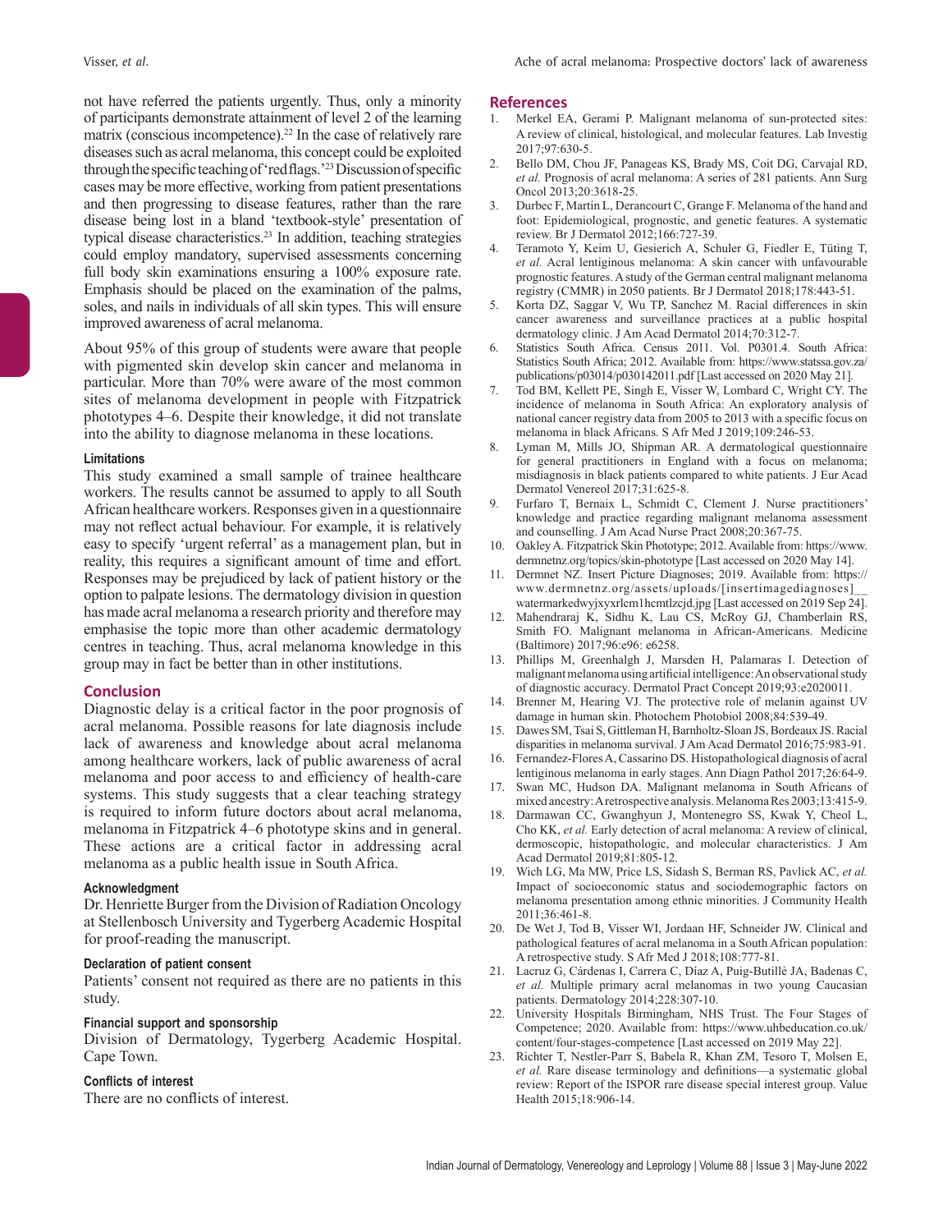not have referred the patients urgently. Thus, only a minority of participants demonstrate attainment of level 2 of the learning matrix (conscious incompetence).[22] In the case of relatively rare diseases such as acral melanoma, this concept could be exploited through the specific teaching of 'red flags.'[23] Discussion of specific cases may be more effective, working from patient presentations and then progressing to disease features, rather than the rare disease being lost in a bland 'textbook-style' presentation of typical disease characteristics.[23] In addition, teaching strategies could employ mandatory, supervised assessments concerning full body skin examinations ensuring a 100% exposure rate. Emphasis should be placed on the examination of the palms, soles, and nails in individuals of all skin types. This will ensure improved awareness of acral melanoma.

About 95% of this group of students were aware that people with pigmented skin develop skin cancer and melanoma in particular. More than 70% were aware of the most common sites of melanoma development in people with Fitzpatrick phototypes 4–6. Despite their knowledge, it did not translate into the ability to diagnose melanoma in these locations.

### Limitations

This study examined a small sample of trainee healthcare workers. The results cannot be assumed to apply to all South African healthcare workers. Responses given in a questionnaire may not reflect actual behaviour. For example, it is relatively easy to specify 'urgent referral' as a management plan, but in reality, this requires a significant amount of time and effort. Responses may be prejudiced by lack of patient history or the option to palpate lesions. The dermatology division in question has made acral melanoma a research priority and therefore may emphasise the topic more than other academic dermatology centres in teaching. Thus, acral melanoma knowledge in this group may in fact be better than in other institutions.

## Conclusion

Diagnostic delay is a critical factor in the poor prognosis of acral melanoma. Possible reasons for late diagnosis include lack of awareness and knowledge about acral melanoma among healthcare workers, lack of public awareness of acral melanoma and poor access to and efficiency of health-care systems. This study suggests that a clear teaching strategy is required to inform future doctors about acral melanoma, melanoma in Fitzpatrick 4–6 phototype skins and in general. These actions are a critical factor in addressing acral melanoma as a public health issue in South Africa.

### Acknowledgment

Dr. Henriette Burger from the Division of Radiation Oncology at Stellenbosch University and Tygerberg Academic Hospital for proof-reading the manuscript.

### Declaration of patient consent

Patients' consent not required as there are no patients in this study.

### Financial support and sponsorship

Division of Dermatology, Tygerberg Academic Hospital. Cape Town.

### Conflicts of interest

There are no conflicts of interest.

## References

1. Merkel EA, Gerami P. Malignant melanoma of sun-protected sites: A review of clinical, histological, and molecular features. Lab Investig 2017;97:630-5.
2. Bello DM, Chou JF, Panageas KS, Brady MS, Coit DG, Carvajal RD, *et al.* Prognosis of acral melanoma: A series of 281 patients. Ann Surg Oncol 2013;20:3618-25.
3. Durbec F, Martin L, Derancourt C, Grange F. Melanoma of the hand and foot: Epidemiological, prognostic, and genetic features. A systematic review. Br J Dermatol 2012;166:727-39.
4. Teramoto Y, Keim U, Gesierich A, Schuler G, Fiedler E, Tüting T, *et al.* Acral lentiginous melanoma: A skin cancer with unfavourable prognostic features. A study of the German central malignant melanoma registry (CMMR) in 2050 patients. Br J Dermatol 2018;178:443-51.
5. Korta DZ, Saggar V, Wu TP, Sanchez M. Racial differences in skin cancer awareness and surveillance practices at a public hospital dermatology clinic. J Am Acad Dermatol 2014;70:312-7.
6. Statistics South Africa. Census 2011. Vol. P0301.4. South Africa: Statistics South Africa; 2012. Available from: https://www.statssa.gov.za/publications/p03014/p030142011.pdf [Last accessed on 2020 May 21].
7. Tod BM, Kellett PE, Singh E, Visser W, Lombard C, Wright CY. The incidence of melanoma in South Africa: An exploratory analysis of national cancer registry data from 2005 to 2013 with a specific focus on melanoma in black Africans. S Afr Med J 2019;109:246-53.
8. Lyman M, Mills JO, Shipman AR. A dermatological questionnaire for general practitioners in England with a focus on melanoma; misdiagnosis in black patients compared to white patients. J Eur Acad Dermatol Venereol 2017;31:625-8.
9. Furfaro T, Bernaix L, Schmidt C, Clement J. Nurse practitioners' knowledge and practice regarding malignant melanoma assessment and counselling. J Am Acad Nurse Pract 2008;20:367-75.
10. Oakley A. Fitzpatrick Skin Phototype; 2012. Available from: https://www.dermnetnz.org/topics/skin-phototype [Last accessed on 2020 May 14].
11. Dermnet NZ. Insert Picture Diagnoses; 2019. Available from: https://www.dermnetnz.org/assets/uploads/[insertimagediagnoses]__watermarkedwyjxyxrlcm1hcmtlzcjd.jpg [Last accessed on 2019 Sep 24].
12. Mahendraraj K, Sidhu K, Lau CS, McRoy GJ, Chamberlain RS, Smith FO. Malignant melanoma in African-Americans. Medicine (Baltimore) 2017;96:e96: e6258.
13. Phillips M, Greenhalgh J, Marsden H, Palamaras I. Detection of malignant melanoma using artificial intelligence: An observational study of diagnostic accuracy. Dermatol Pract Concept 2019;93:e2020011.
14. Brenner M, Hearing VJ. The protective role of melanin against UV damage in human skin. Photochem Photobiol 2008;84:539-49.
15. Dawes SM, Tsai S, Gittleman H, Barnholtz-Sloan JS, Bordeaux JS. Racial disparities in melanoma survival. J Am Acad Dermatol 2016;75:983-91.
16. Fernandez-Flores A, Cassarino DS. Histopathological diagnosis of acral lentiginous melanoma in early stages. Ann Diagn Pathol 2017;26:64-9.
17. Swan MC, Hudson DA. Malignant melanoma in South Africans of mixed ancestry: A retrospective analysis. Melanoma Res 2003;13:415-9.
18. Darmawan CC, Gwanghyun J, Montenegro SS, Kwak Y, Cheol L, Cho KK, *et al.* Early detection of acral melanoma: A review of clinical, dermoscopic, histopathologic, and molecular characteristics. J Am Acad Dermatol 2019;81:805-12.
19. Wich LG, Ma MW, Price LS, Sidash S, Berman RS, Pavlick AC, *et al.* Impact of socioeconomic status and sociodemographic factors on melanoma presentation among ethnic minorities. J Community Health 2011;36:461-8.
20. De Wet J, Tod B, Visser WI, Jordaan HF, Schneider JW. Clinical and pathological features of acral melanoma in a South African population: A retrospective study. S Afr Med J 2018;108:777-81.
21. Lacruz G, Cárdenas I, Carrera C, Díaz A, Puig-Butillè JA, Badenas C, *et al.* Multiple primary acral melanomas in two young Caucasian patients. Dermatology 2014;228:307-10.
22. University Hospitals Birmingham, NHS Trust. The Four Stages of Competence; 2020. Available from: https://www.uhbeducation.co.uk/content/four-stages-competence [Last accessed on 2019 May 22].
23. Richter T, Nestler-Parr S, Babela R, Khan ZM, Tesoro T, Molsen E, *et al.* Rare disease terminology and definitions—a systematic global review: Report of the ISPOR rare disease special interest group. Value Health 2015;18:906-14.